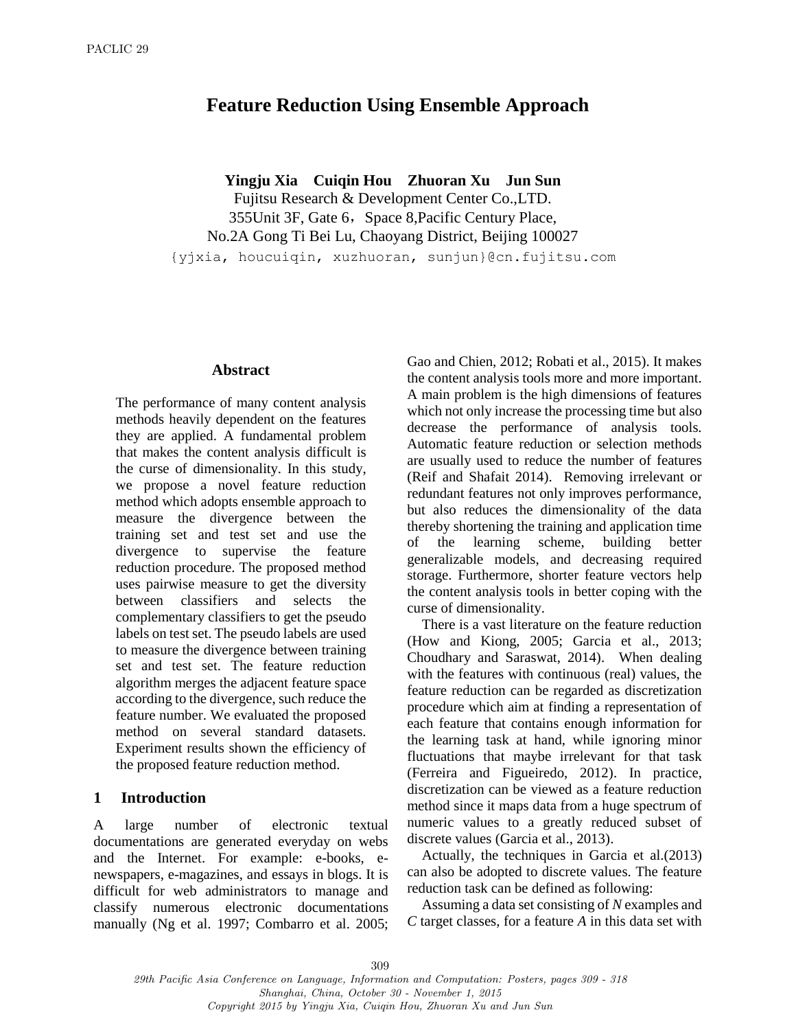# Feature Reduction Using Ensemble Approach

**Yingju Xia  Cuiqin Hou  Zhuoran Xu  Jun Sun**
Fujitsu Research & Development Center Co.,LTD.
355Unit 3F, Gate 6，Space 8,Pacific Century Place,
No.2A Gong Ti Bei Lu, Chaoyang District, Beijing 100027
{yjxia, houcuiqin, xuzhuoran, sunjun}@cn.fujitsu.com

## Abstract

The performance of many content analysis methods heavily dependent on the features they are applied. A fundamental problem that makes the content analysis difficult is the curse of dimensionality. In this study, we propose a novel feature reduction method which adopts ensemble approach to measure the divergence between the training set and test set and use the divergence to supervise the feature reduction procedure. The proposed method uses pairwise measure to get the diversity between classifiers and selects the complementary classifiers to get the pseudo labels on test set. The pseudo labels are used to measure the divergence between training set and test set. The feature reduction algorithm merges the adjacent feature space according to the divergence, such reduce the feature number. We evaluated the proposed method on several standard datasets. Experiment results shown the efficiency of the proposed feature reduction method.

## 1 Introduction

A large number of electronic textual documentations are generated everyday on webs and the Internet. For example: e-books, e-newspapers, e-magazines, and essays in blogs. It is difficult for web administrators to manage and classify numerous electronic documentations manually (Ng et al. 1997; Combarro et al. 2005; Gao and Chien, 2012; Robati et al., 2015). It makes the content analysis tools more and more important. A main problem is the high dimensions of features which not only increase the processing time but also decrease the performance of analysis tools. Automatic feature reduction or selection methods are usually used to reduce the number of features (Reif and Shafait 2014). Removing irrelevant or redundant features not only improves performance, but also reduces the dimensionality of the data thereby shortening the training and application time of the learning scheme, building better generalizable models, and decreasing required storage. Furthermore, shorter feature vectors help the content analysis tools in better coping with the curse of dimensionality.

There is a vast literature on the feature reduction (How and Kiong, 2005; Garcia et al., 2013; Choudhary and Saraswat, 2014). When dealing with the features with continuous (real) values, the feature reduction can be regarded as discretization procedure which aim at finding a representation of each feature that contains enough information for the learning task at hand, while ignoring minor fluctuations that maybe irrelevant for that task (Ferreira and Figueiredo, 2012). In practice, discretization can be viewed as a feature reduction method since it maps data from a huge spectrum of numeric values to a greatly reduced subset of discrete values (Garcia et al., 2013).

Actually, the techniques in Garcia et al.(2013) can also be adopted to discrete values. The feature reduction task can be defined as following:

Assuming a data set consisting of $N$ examples and $C$ target classes, for a feature $A$ in this data set with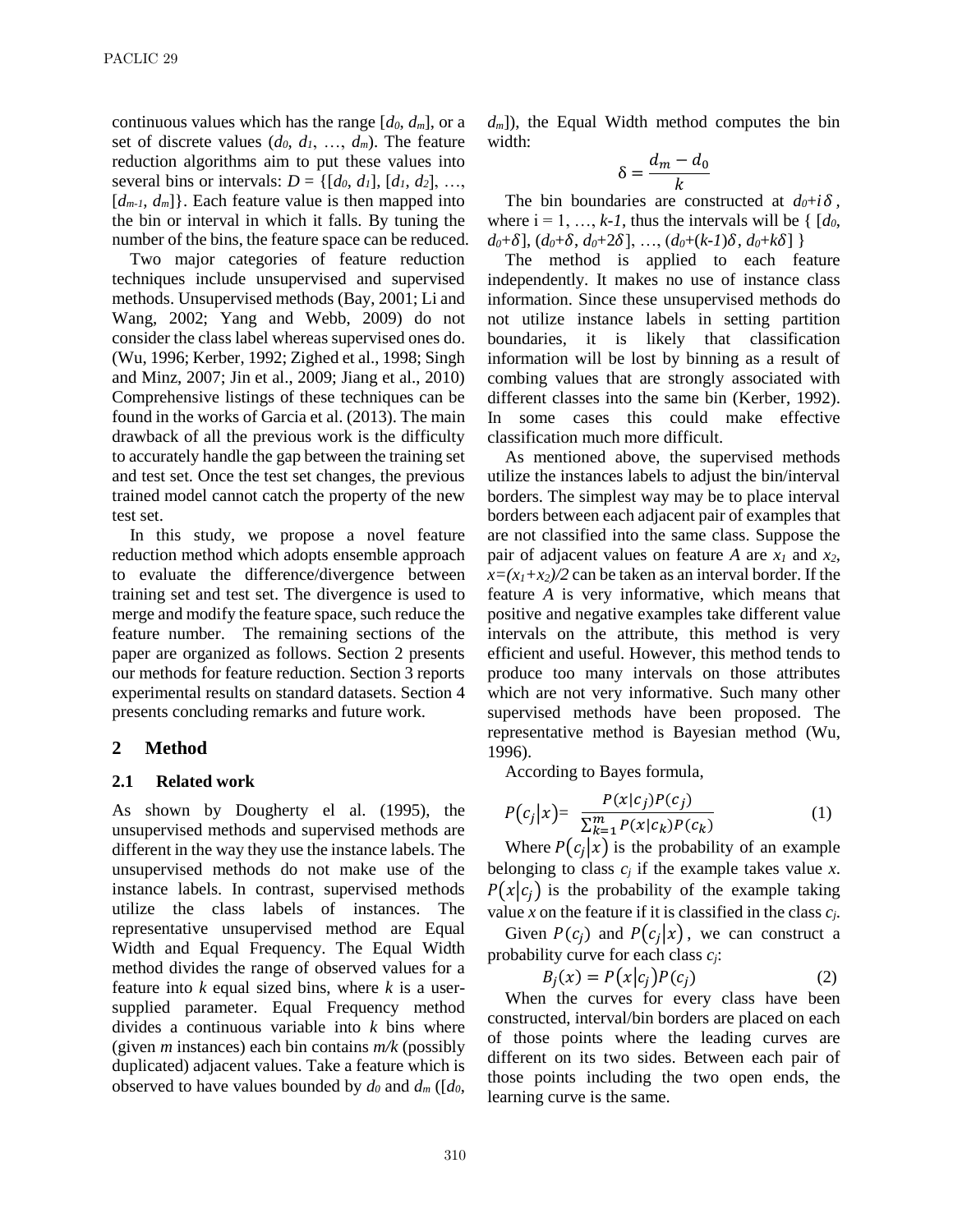continuous values which has the range [$d_0$, $d_m$], or a set of discrete values ($d_0$, $d_1$, …, $d_m$). The feature reduction algorithms aim to put these values into several bins or intervals: $D = \{[d_0, d_1], [d_1, d_2], \ldots, [d_{m-1}, d_m]\}$. Each feature value is then mapped into the bin or interval in which it falls. By tuning the number of the bins, the feature space can be reduced.

Two major categories of feature reduction techniques include unsupervised and supervised methods. Unsupervised methods (Bay, 2001; Li and Wang, 2002; Yang and Webb, 2009) do not consider the class label whereas supervised ones do. (Wu, 1996; Kerber, 1992; Zighed et al., 1998; Singh and Minz, 2007; Jin et al., 2009; Jiang et al., 2010) Comprehensive listings of these techniques can be found in the works of Garcia et al. (2013). The main drawback of all the previous work is the difficulty to accurately handle the gap between the training set and test set. Once the test set changes, the previous trained model cannot catch the property of the new test set.

In this study, we propose a novel feature reduction method which adopts ensemble approach to evaluate the difference/divergence between training set and test set. The divergence is used to merge and modify the feature space, such reduce the feature number. The remaining sections of the paper are organized as follows. Section 2 presents our methods for feature reduction. Section 3 reports experimental results on standard datasets. Section 4 presents concluding remarks and future work.

## 2 Method

### 2.1 Related work

As shown by Dougherty el al. (1995), the unsupervised methods and supervised methods are different in the way they use the instance labels. The unsupervised methods do not make use of the instance labels. In contrast, supervised methods utilize the class labels of instances. The representative unsupervised method are Equal Width and Equal Frequency. The Equal Width method divides the range of observed values for a feature into *k* equal sized bins, where *k* is a user-supplied parameter. Equal Frequency method divides a continuous variable into *k* bins where (given *m* instances) each bin contains *m/k* (possibly duplicated) adjacent values. Take a feature which is observed to have values bounded by $d_0$ and $d_m$ ([$d_0$, $d_m$]), the Equal Width method computes the bin width:

$$\delta = \frac{d_m - d_0}{k}$$

The bin boundaries are constructed at $d_0+i\delta$, where i = 1, …, *k-1*, thus the intervals will be $\{ [d_0, d_0+\delta], (d_0+\delta, d_0+2\delta], \ldots, (d_0+(k-1)\delta, d_0+k\delta] \}$

The method is applied to each feature independently. It makes no use of instance class information. Since these unsupervised methods do not utilize instance labels in setting partition boundaries, it is likely that classification information will be lost by binning as a result of combing values that are strongly associated with different classes into the same bin (Kerber, 1992). In some cases this could make effective classification much more difficult.

As mentioned above, the supervised methods utilize the instances labels to adjust the bin/interval borders. The simplest way may be to place interval borders between each adjacent pair of examples that are not classified into the same class. Suppose the pair of adjacent values on feature *A* are $x_1$ and $x_2$, $x=(x_1+x_2)/2$ can be taken as an interval border. If the feature *A* is very informative, which means that positive and negative examples take different value intervals on the attribute, this method is very efficient and useful. However, this method tends to produce too many intervals on those attributes which are not very informative. Such many other supervised methods have been proposed. The representative method is Bayesian method (Wu, 1996).

According to Bayes formula,

$$P(c_j|x) = \frac{P(x|c_j)P(c_j)}{\sum_{k=1}^{m} P(x|c_k)P(c_k)} \quad (1)$$

Where $P(c_j|x)$ is the probability of an example belonging to class $c_j$ if the example takes value *x*. $P(x|c_j)$ is the probability of the example taking value *x* on the feature if it is classified in the class $c_j$.

Given $P(c_j)$ and $P(c_j|x)$, we can construct a probability curve for each class $c_j$:

$$B_j(x) = P(x|c_j)P(c_j) \quad (2)$$

When the curves for every class have been constructed, interval/bin borders are placed on each of those points where the leading curves are different on its two sides. Between each pair of those points including the two open ends, the learning curve is the same.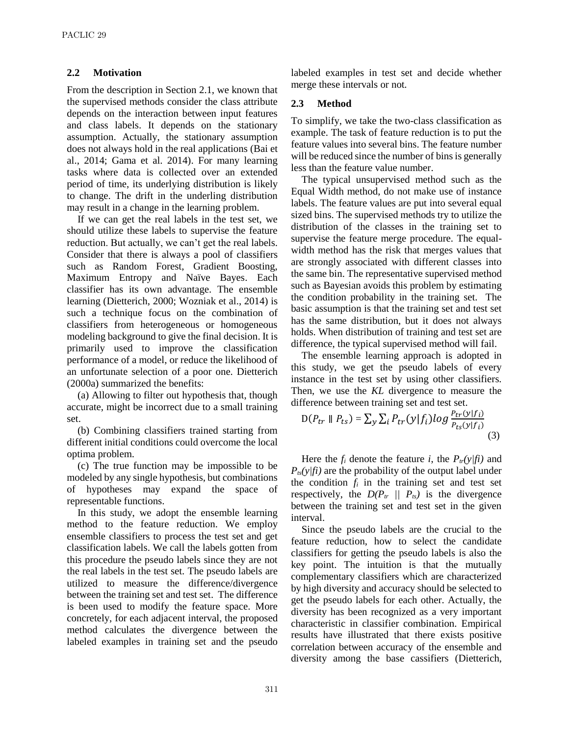### 2.2 Motivation

From the description in Section 2.1, we known that the supervised methods consider the class attribute depends on the interaction between input features and class labels. It depends on the stationary assumption. Actually, the stationary assumption does not always hold in the real applications (Bai et al., 2014; Gama et al. 2014). For many learning tasks where data is collected over an extended period of time, its underlying distribution is likely to change. The drift in the underling distribution may result in a change in the learning problem.

If we can get the real labels in the test set, we should utilize these labels to supervise the feature reduction. But actually, we can't get the real labels. Consider that there is always a pool of classifiers such as Random Forest, Gradient Boosting, Maximum Entropy and Naïve Bayes. Each classifier has its own advantage. The ensemble learning (Dietterich, 2000; Wozniak et al., 2014) is such a technique focus on the combination of classifiers from heterogeneous or homogeneous modeling background to give the final decision. It is primarily used to improve the classification performance of a model, or reduce the likelihood of an unfortunate selection of a poor one. Dietterich (2000a) summarized the benefits:

(a) Allowing to filter out hypothesis that, though accurate, might be incorrect due to a small training set.

(b) Combining classifiers trained starting from different initial conditions could overcome the local optima problem.

(c) The true function may be impossible to be modeled by any single hypothesis, but combinations of hypotheses may expand the space of representable functions.

In this study, we adopt the ensemble learning method to the feature reduction. We employ ensemble classifiers to process the test set and get classification labels. We call the labels gotten from this procedure the pseudo labels since they are not the real labels in the test set. The pseudo labels are utilized to measure the difference/divergence between the training set and test set. The difference is been used to modify the feature space. More concretely, for each adjacent interval, the proposed method calculates the divergence between the labeled examples in training set and the pseudo labeled examples in test set and decide whether merge these intervals or not.

### 2.3 Method

To simplify, we take the two-class classification as example. The task of feature reduction is to put the feature values into several bins. The feature number will be reduced since the number of bins is generally less than the feature value number.

The typical unsupervised method such as the Equal Width method, do not make use of instance labels. The feature values are put into several equal sized bins. The supervised methods try to utilize the distribution of the classes in the training set to supervise the feature merge procedure. The equal-width method has the risk that merges values that are strongly associated with different classes into the same bin. The representative supervised method such as Bayesian avoids this problem by estimating the condition probability in the training set. The basic assumption is that the training set and test set has the same distribution, but it does not always holds. When distribution of training and test set are difference, the typical supervised method will fail.

The ensemble learning approach is adopted in this study, we get the pseudo labels of every instance in the test set by using other classifiers. Then, we use the *KL* divergence to measure the difference between training set and test set.

$$D(P_{tr} \parallel P_{ts}) = \sum_{y} \sum_{i} P_{tr}(y|f_i) log \frac{P_{tr}(y|f_i)}{P_{ts}(y|f_i)} \quad (3)$$

Here the $f_i$ denote the feature $i$, the $P_{tr}(y|fi)$ and $P_{ts}(y|fi)$ are the probability of the output label under the condition $f_i$ in the training set and test set respectively, the $D(P_{tr} \parallel P_{ts})$ is the divergence between the training set and test set in the given interval.

Since the pseudo labels are the crucial to the feature reduction, how to select the candidate classifiers for getting the pseudo labels is also the key point. The intuition is that the mutually complementary classifiers which are characterized by high diversity and accuracy should be selected to get the pseudo labels for each other. Actually, the diversity has been recognized as a very important characteristic in classifier combination. Empirical results have illustrated that there exists positive correlation between accuracy of the ensemble and diversity among the base cassifiers (Dietterich,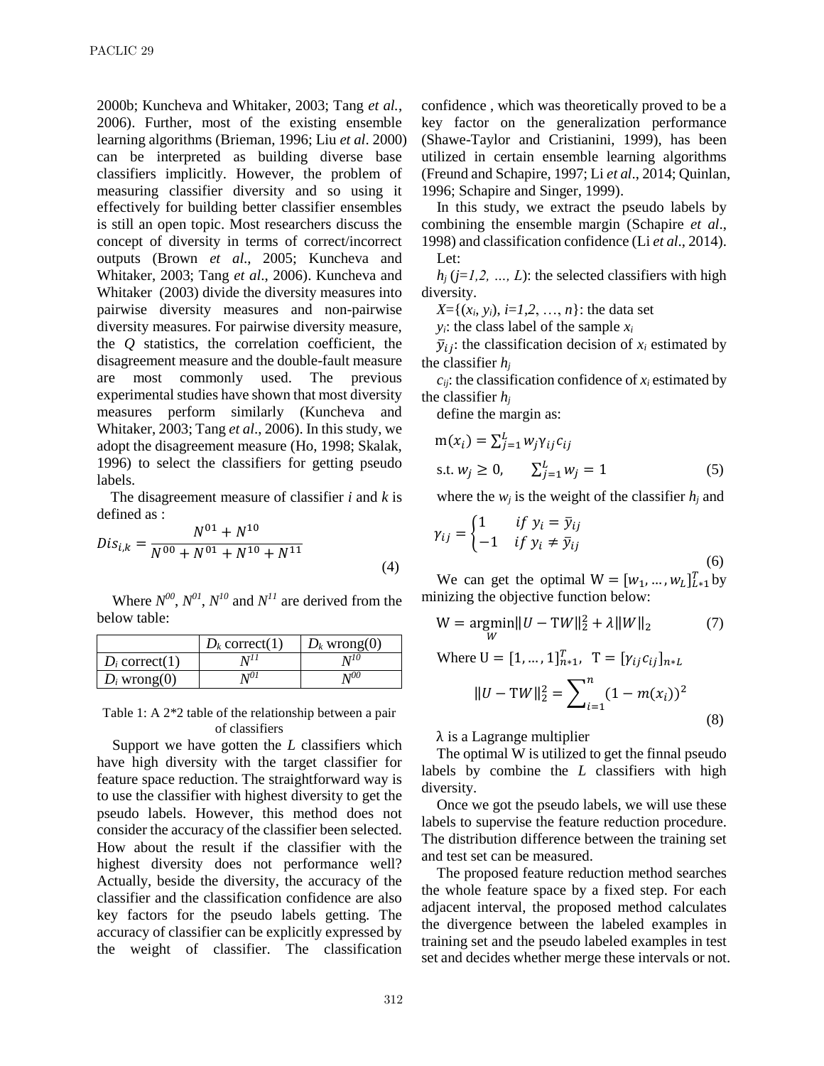2000b; Kuncheva and Whitaker, 2003; Tang *et al.*, 2006). Further, most of the existing ensemble learning algorithms (Brieman, 1996; Liu *et al*. 2000) can be interpreted as building diverse base classifiers implicitly. However, the problem of measuring classifier diversity and so using it effectively for building better classifier ensembles is still an open topic. Most researchers discuss the concept of diversity in terms of correct/incorrect outputs (Brown *et al*., 2005; Kuncheva and Whitaker, 2003; Tang *et al*., 2006). Kuncheva and Whitaker (2003) divide the diversity measures into pairwise diversity measures and non-pairwise diversity measures. For pairwise diversity measure, the $Q$ statistics, the correlation coefficient, the disagreement measure and the double-fault measure are most commonly used. The previous experimental studies have shown that most diversity measures perform similarly (Kuncheva and Whitaker, 2003; Tang *et al*., 2006). In this study, we adopt the disagreement measure (Ho, 1998; Skalak, 1996) to select the classifiers for getting pseudo labels.

The disagreement measure of classifier $i$ and $k$ is defined as :

$$Dis_{i,k} = \frac{N^{01} + N^{10}}{N^{00} + N^{01} + N^{10} + N^{11}} \tag{4}$$

Where $N^{00}$, $N^{01}$, $N^{10}$ and $N^{11}$ are derived from the below table:

| | $D_k$ correct(1) | $D_k$ wrong(0) |
|---|---|---|
| $D_i$ correct(1) | $N^{11}$ | $N^{10}$ |
| $D_i$ wrong(0) | $N^{01}$ | $N^{00}$ |

Table 1: A 2*2 table of the relationship between a pair of classifiers

Support we have gotten the $L$ classifiers which have high diversity with the target classifier for feature space reduction. The straightforward way is to use the classifier with highest diversity to get the pseudo labels. However, this method does not consider the accuracy of the classifier been selected. How about the result if the classifier with the highest diversity does not performance well? Actually, beside the diversity, the accuracy of the classifier and the classification confidence are also key factors for the pseudo labels getting. The accuracy of classifier can be explicitly expressed by the weight of classifier. The classification confidence , which was theoretically proved to be a key factor on the generalization performance (Shawe-Taylor and Cristianini, 1999), has been utilized in certain ensemble learning algorithms (Freund and Schapire, 1997; Li *et al*., 2014; Quinlan, 1996; Schapire and Singer, 1999).

In this study, we extract the pseudo labels by combining the ensemble margin (Schapire *et al*., 1998) and classification confidence (Li *et al*., 2014).

Let:

$h_j$ ($j=1,2, \ldots, L$): the selected classifiers with high diversity.

$X=\{(x_i, y_i), i=1,2, \ldots, n\}$: the data set

$y_i$: the class label of the sample $x_i$

$\bar{y}_{ij}$: the classification decision of $x_i$ estimated by the classifier $h_j$

$c_{ij}$: the classification confidence of $x_i$ estimated by the classifier $h_j$

define the margin as:

$$\mathrm{m}(x_i) = \sum_{j=1}^{L} w_j \gamma_{ij} c_{ij}$$
$$\text{s.t. } w_j \geq 0, \quad \sum_{j=1}^{L} w_j = 1 \tag{5}$$

where the $w_j$ is the weight of the classifier $h_j$ and

$$\gamma_{ij} = \begin{cases} 1 & if\ y_i = \bar{y}_{ij} \\ -1 & if\ y_i \neq \bar{y}_{ij} \end{cases} \tag{6}$$

We can get the optimal $\mathrm{W} = [w_1, \ldots, w_L]_{L*1}^T$ by minizing the objective function below:

$$\mathrm{W} = \underset{W}{\operatorname{argmin}} \|U - \mathrm{T}W\|_2^2 + \lambda \|W\|_2 \tag{7}$$

Where $\mathrm{U} = [1, \ldots, 1]_{n*1}^T$, $\mathrm{T} = [\gamma_{ij} c_{ij}]_{n*L}$

$$\|U - \mathrm{T}W\|_2^2 = \sum_{i=1}^{n} (1 - m(x_i))^2 \tag{8}$$

$\lambda$ is a Lagrange multiplier

The optimal W is utilized to get the finnal pseudo labels by combine the $L$ classifiers with high diversity.

Once we got the pseudo labels, we will use these labels to supervise the feature reduction procedure. The distribution difference between the training set and test set can be measured.

The proposed feature reduction method searches the whole feature space by a fixed step. For each adjacent interval, the proposed method calculates the divergence between the labeled examples in training set and the pseudo labeled examples in test set and decides whether merge these intervals or not.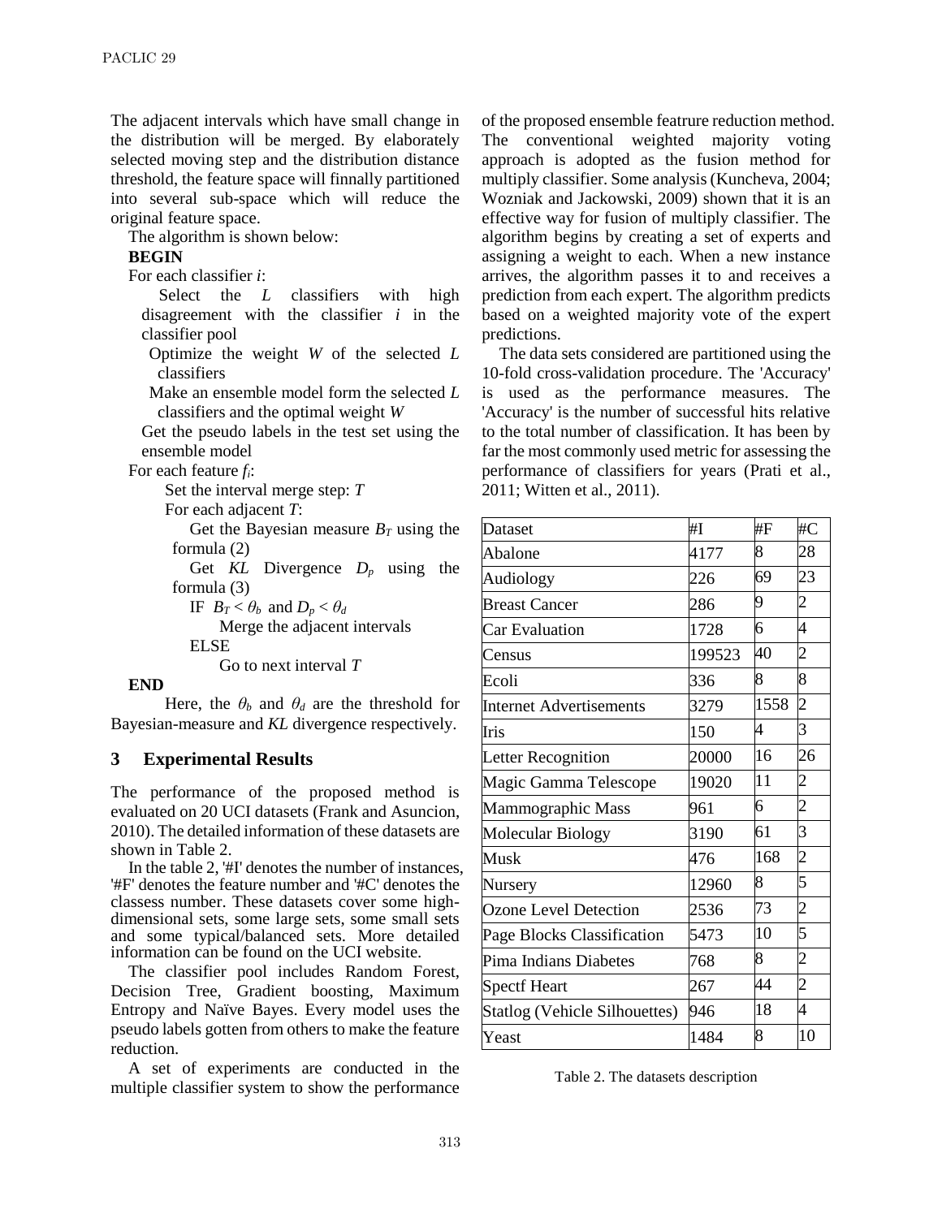The adjacent intervals which have small change in the distribution will be merged. By elaborately selected moving step and the distribution distance threshold, the feature space will finnally partitioned into several sub-space which will reduce the original feature space.

The algorithm is shown below:

**BEGIN**

For each classifier $i$:

Select the $L$ classifiers with high disagreement with the classifier $i$ in the classifier pool

Optimize the weight $W$ of the selected $L$ classifiers

Make an ensemble model form the selected $L$ classifiers and the optimal weight $W$

Get the pseudo labels in the test set using the ensemble model

For each feature $f_i$:

Set the interval merge step: $T$

For each adjacent $T$:

Get the Bayesian measure $B_T$ using the formula (2)

Get $KL$ Divergence $D_p$ using the formula (3)

IF $B_T < \theta_b$ and $D_p < \theta_d$

Merge the adjacent intervals

ELSE

Go to next interval $T$

**END**

Here, the $\theta_b$ and $\theta_d$ are the threshold for Bayesian-measure and $KL$ divergence respectively.

## 3 Experimental Results

The performance of the proposed method is evaluated on 20 UCI datasets (Frank and Asuncion, 2010). The detailed information of these datasets are shown in Table 2.

In the table 2, '#I' denotes the number of instances, '#F' denotes the feature number and '#C' denotes the classess number. These datasets cover some high-dimensional sets, some large sets, some small sets and some typical/balanced sets. More detailed information can be found on the UCI website.

The classifier pool includes Random Forest, Decision Tree, Gradient boosting, Maximum Entropy and Naïve Bayes. Every model uses the pseudo labels gotten from others to make the feature reduction.

A set of experiments are conducted in the multiple classifier system to show the performance of the proposed ensemble featrure reduction method. The conventional weighted majority voting approach is adopted as the fusion method for multiply classifier. Some analysis (Kuncheva, 2004; Wozniak and Jackowski, 2009) shown that it is an effective way for fusion of multiply classifier. The algorithm begins by creating a set of experts and assigning a weight to each. When a new instance arrives, the algorithm passes it to and receives a prediction from each expert. The algorithm predicts based on a weighted majority vote of the expert predictions.

The data sets considered are partitioned using the 10-fold cross-validation procedure. The 'Accuracy' is used as the performance measures. The 'Accuracy' is the number of successful hits relative to the total number of classification. It has been by far the most commonly used metric for assessing the performance of classifiers for years (Prati et al., 2011; Witten et al., 2011).

| Dataset | #I | #F | #C |
|---|---|---|---|
| Abalone | 4177 | 8 | 28 |
| Audiology | 226 | 69 | 23 |
| Breast Cancer | 286 | 9 | 2 |
| Car Evaluation | 1728 | 6 | 4 |
| Census | 199523 | 40 | 2 |
| Ecoli | 336 | 8 | 8 |
| Internet Advertisements | 3279 | 1558 | 2 |
| Iris | 150 | 4 | 3 |
| Letter Recognition | 20000 | 16 | 26 |
| Magic Gamma Telescope | 19020 | 11 | 2 |
| Mammographic Mass | 961 | 6 | 2 |
| Molecular Biology | 3190 | 61 | 3 |
| Musk | 476 | 168 | 2 |
| Nursery | 12960 | 8 | 5 |
| Ozone Level Detection | 2536 | 73 | 2 |
| Page Blocks Classification | 5473 | 10 | 5 |
| Pima Indians Diabetes | 768 | 8 | 2 |
| Spectf Heart | 267 | 44 | 2 |
| Statlog (Vehicle Silhouettes) | 946 | 18 | 4 |
| Yeast | 1484 | 8 | 10 |

Table 2. The datasets description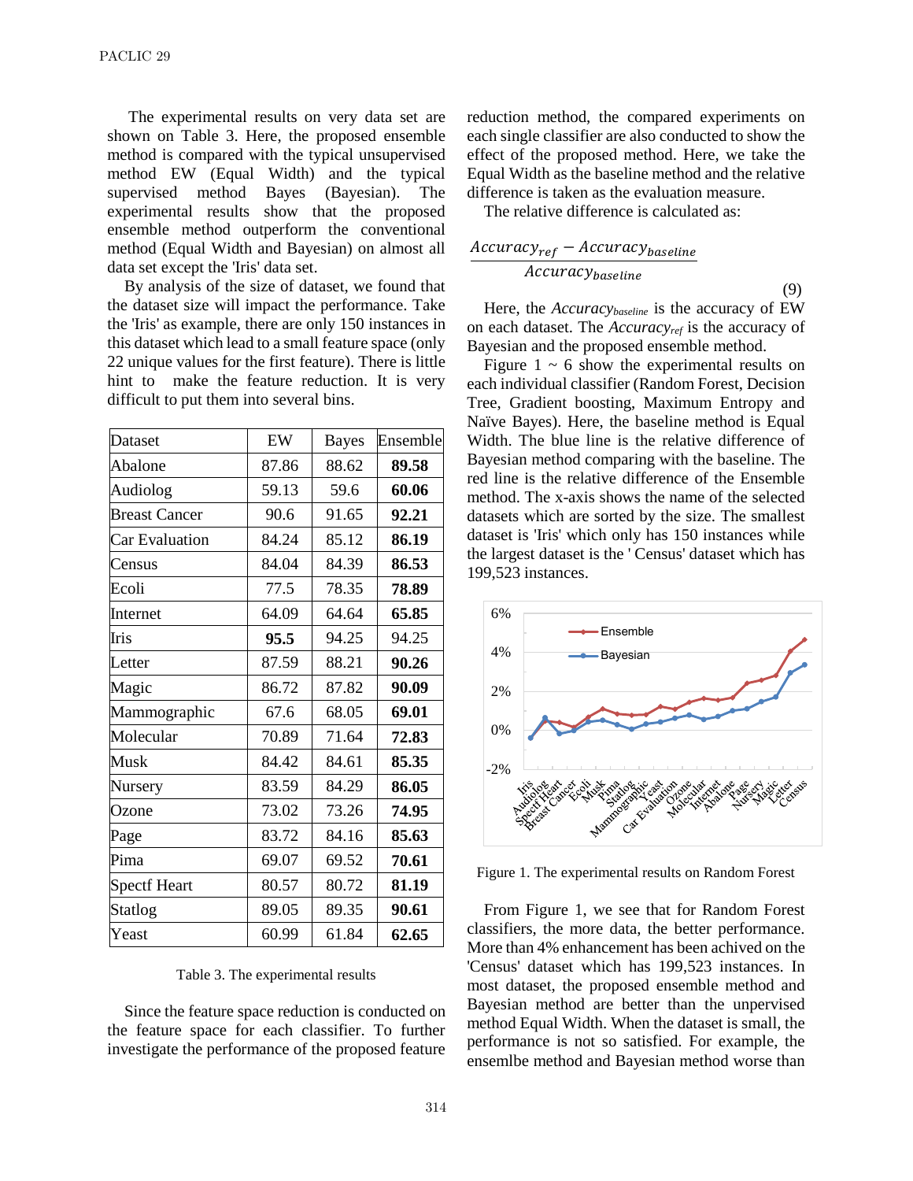The experimental results on very data set are shown on Table 3. Here, the proposed ensemble method is compared with the typical unsupervised method EW (Equal Width) and the typical supervised method Bayes (Bayesian). The experimental results show that the proposed ensemble method outperform the conventional method (Equal Width and Bayesian) on almost all data set except the 'Iris' data set.

By analysis of the size of dataset, we found that the dataset size will impact the performance. Take the 'Iris' as example, there are only 150 instances in this dataset which lead to a small feature space (only 22 unique values for the first feature). There is little hint to make the feature reduction. It is very difficult to put them into several bins.

| Dataset | EW | Bayes | Ensemble |
|---|---|---|---|
| Abalone | 87.86 | 88.62 | **89.58** |
| Audiolog | 59.13 | 59.6 | **60.06** |
| Breast Cancer | 90.6 | 91.65 | **92.21** |
| Car Evaluation | 84.24 | 85.12 | **86.19** |
| Census | 84.04 | 84.39 | **86.53** |
| Ecoli | 77.5 | 78.35 | **78.89** |
| Internet | 64.09 | 64.64 | **65.85** |
| Iris | **95.5** | 94.25 | 94.25 |
| Letter | 87.59 | 88.21 | **90.26** |
| Magic | 86.72 | 87.82 | **90.09** |
| Mammographic | 67.6 | 68.05 | **69.01** |
| Molecular | 70.89 | 71.64 | **72.83** |
| Musk | 84.42 | 84.61 | **85.35** |
| Nursery | 83.59 | 84.29 | **86.05** |
| Ozone | 73.02 | 73.26 | **74.95** |
| Page | 83.72 | 84.16 | **85.63** |
| Pima | 69.07 | 69.52 | **70.61** |
| Spectf Heart | 80.57 | 80.72 | **81.19** |
| Statlog | 89.05 | 89.35 | **90.61** |
| Yeast | 60.99 | 61.84 | **62.65** |

Table 3. The experimental results

Since the feature space reduction is conducted on the feature space for each classifier. To further investigate the performance of the proposed feature reduction method, the compared experiments on each single classifier are also conducted to show the effect of the proposed method. Here, we take the Equal Width as the baseline method and the relative difference is taken as the evaluation measure.

The relative difference is calculated as:

$$\frac{Accuracy_{ref} - Accuracy_{baseline}}{Accuracy_{baseline}} \quad (9)$$

Here, the $Accuracy_{baseline}$ is the accuracy of EW on each dataset. The $Accuracy_{ref}$ is the accuracy of Bayesian and the proposed ensemble method.

Figure 1 ~ 6 show the experimental results on each individual classifier (Random Forest, Decision Tree, Gradient boosting, Maximum Entropy and Naïve Bayes). Here, the baseline method is Equal Width. The blue line is the relative difference of Bayesian method comparing with the baseline. The red line is the relative difference of the Ensemble method. The x-axis shows the name of the selected datasets which are sorted by the size. The smallest dataset is 'Iris' which only has 150 instances while the largest dataset is the ' Census' dataset which has 199,523 instances.

Figure 1. The experimental results on Random Forest

From Figure 1, we see that for Random Forest classifiers, the more data, the better performance. More than 4% enhancement has been achived on the 'Census' dataset which has 199,523 instances. In most dataset, the proposed ensemble method and Bayesian method are better than the unpervised method Equal Width. When the dataset is small, the performance is not so satisfied. For example, the ensemlbe method and Bayesian method worse than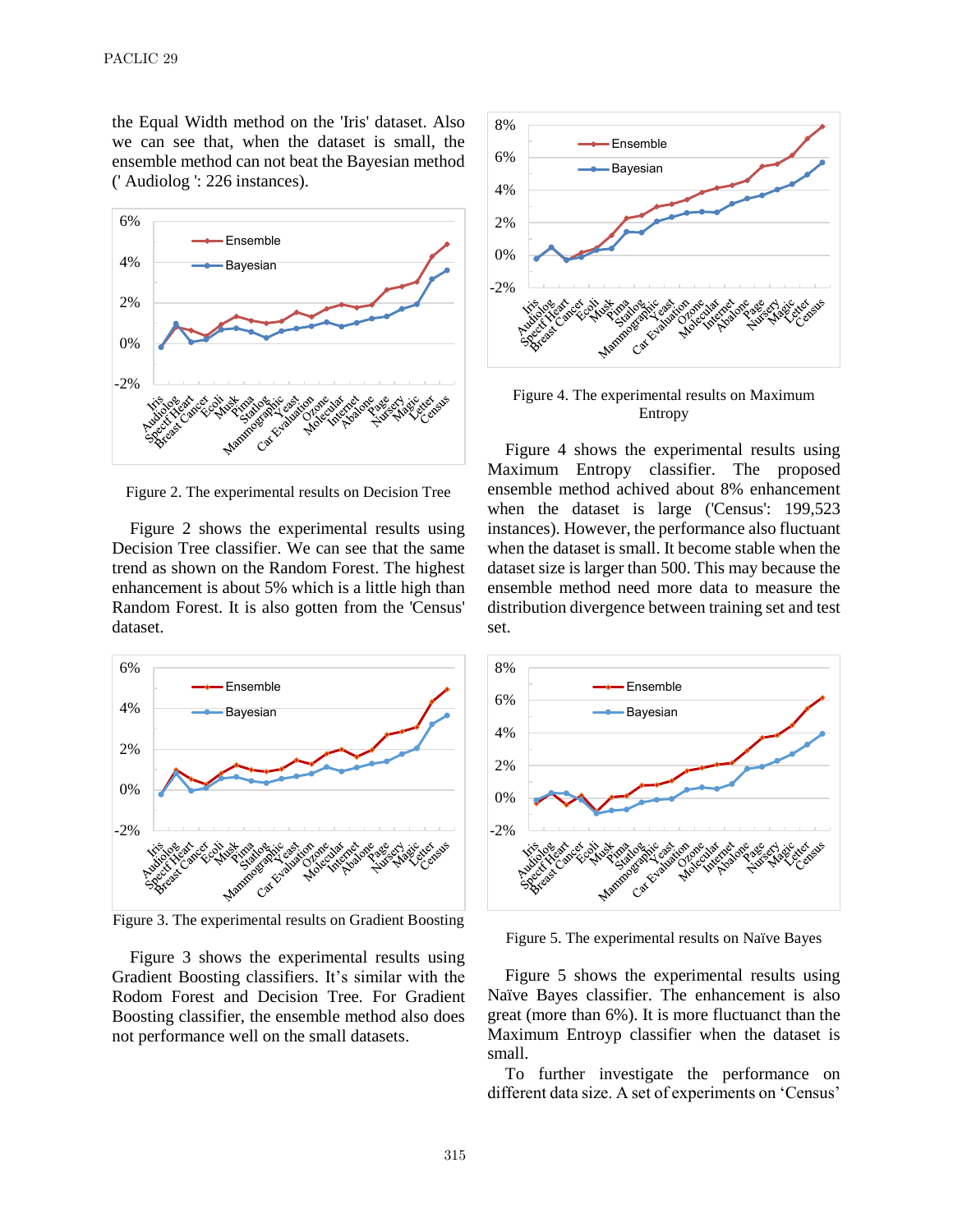the Equal Width method on the 'Iris' dataset. Also we can see that, when the dataset is small, the ensemble method can not beat the Bayesian method (' Audiolog ': 226 instances).

Figure 2. The experimental results on Decision Tree

Figure 2 shows the experimental results using Decision Tree classifier. We can see that the same trend as shown on the Random Forest. The highest enhancement is about 5% which is a little high than Random Forest. It is also gotten from the 'Census' dataset.

Figure 3. The experimental results on Gradient Boosting

Figure 3 shows the experimental results using Gradient Boosting classifiers. It's similar with the Rodom Forest and Decision Tree. For Gradient Boosting classifier, the ensemble method also does not performance well on the small datasets.

Figure 4. The experimental results on Maximum Entropy

Figure 4 shows the experimental results using Maximum Entropy classifier. The proposed ensemble method achived about 8% enhancement when the dataset is large ('Census': 199,523 instances). However, the performance also fluctuant when the dataset is small. It become stable when the dataset size is larger than 500. This may because the ensemble method need more data to measure the distribution divergence between training set and test set.

Figure 5. The experimental results on Naïve Bayes

Figure 5 shows the experimental results using Naïve Bayes classifier. The enhancement is also great (more than 6%). It is more fluctuanct than the Maximum Entroyp classifier when the dataset is small.

To further investigate the performance on different data size. A set of experiments on 'Census'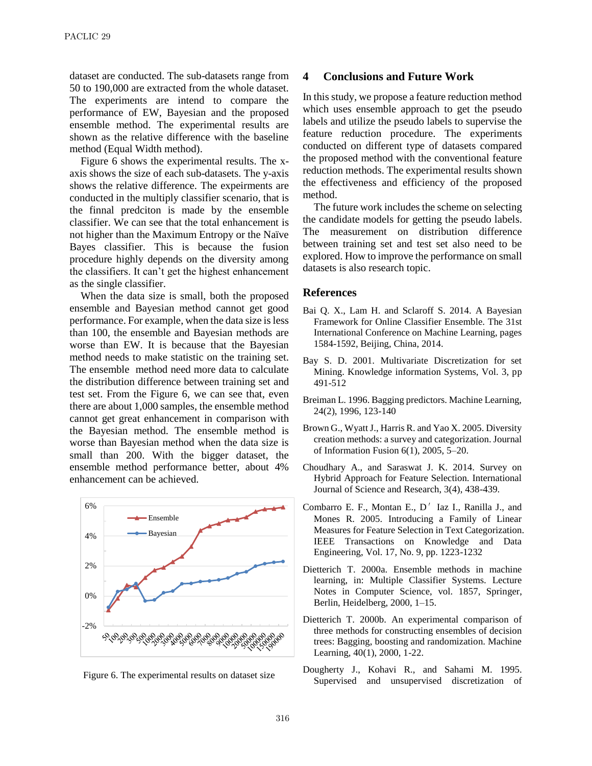dataset are conducted. The sub-datasets range from 50 to 190,000 are extracted from the whole dataset. The experiments are intend to compare the performance of EW, Bayesian and the proposed ensemble method. The experimental results are shown as the relative difference with the baseline method (Equal Width method).

Figure 6 shows the experimental results. The x-axis shows the size of each sub-datasets. The y-axis shows the relative difference. The expeirments are conducted in the multiply classifier scenario, that is the finnal predciton is made by the ensemble classifier. We can see that the total enhancement is not higher than the Maximum Entropy or the Naïve Bayes classifier. This is because the fusion procedure highly depends on the diversity among the classifiers. It can't get the highest enhancement as the single classifier.

When the data size is small, both the proposed ensemble and Bayesian method cannot get good performance. For example, when the data size is less than 100, the ensemble and Bayesian methods are worse than EW. It is because that the Bayesian method needs to make statistic on the training set. The ensemble method need more data to calculate the distribution difference between training set and test set. From the Figure 6, we can see that, even there are about 1,000 samples, the ensemble method cannot get great enhancement in comparison with the Bayesian method. The ensemble method is worse than Bayesian method when the data size is small than 200. With the bigger dataset, the ensemble method performance better, about 4% enhancement can be achieved.

Figure 6. The experimental results on dataset size

## 4 Conclusions and Future Work

In this study, we propose a feature reduction method which uses ensemble approach to get the pseudo labels and utilize the pseudo labels to supervise the feature reduction procedure. The experiments conducted on different type of datasets compared the proposed method with the conventional feature reduction methods. The experimental results shown the effectiveness and efficiency of the proposed method.

The future work includes the scheme on selecting the candidate models for getting the pseudo labels. The measurement on distribution difference between training set and test set also need to be explored. How to improve the performance on small datasets is also research topic.

## References

Bai Q. X., Lam H. and Sclaroff S. 2014. A Bayesian Framework for Online Classifier Ensemble. The 31st International Conference on Machine Learning, pages 1584-1592, Beijing, China, 2014.

Bay S. D. 2001. Multivariate Discretization for set Mining. Knowledge information Systems, Vol. 3, pp 491-512

Breiman L. 1996. Bagging predictors. Machine Learning, 24(2), 1996, 123-140

Brown G., Wyatt J., Harris R. and Yao X. 2005. Diversity creation methods: a survey and categorization. Journal of Information Fusion 6(1), 2005, 5–20.

Choudhary A., and Saraswat J. K. 2014. Survey on Hybrid Approach for Feature Selection. International Journal of Science and Research, 3(4), 438-439.

Combarro E. F., Montan E., D′ Iaz I., Ranilla J., and Mones R. 2005. Introducing a Family of Linear Measures for Feature Selection in Text Categorization. IEEE Transactions on Knowledge and Data Engineering, Vol. 17, No. 9, pp. 1223-1232

Dietterich T. 2000a. Ensemble methods in machine learning, in: Multiple Classifier Systems. Lecture Notes in Computer Science, vol. 1857, Springer, Berlin, Heidelberg, 2000, 1–15.

Dietterich T. 2000b. An experimental comparison of three methods for constructing ensembles of decision trees: Bagging, boosting and randomization. Machine Learning, 40(1), 2000, 1-22.

Dougherty J., Kohavi R., and Sahami M. 1995. Supervised and unsupervised discretization of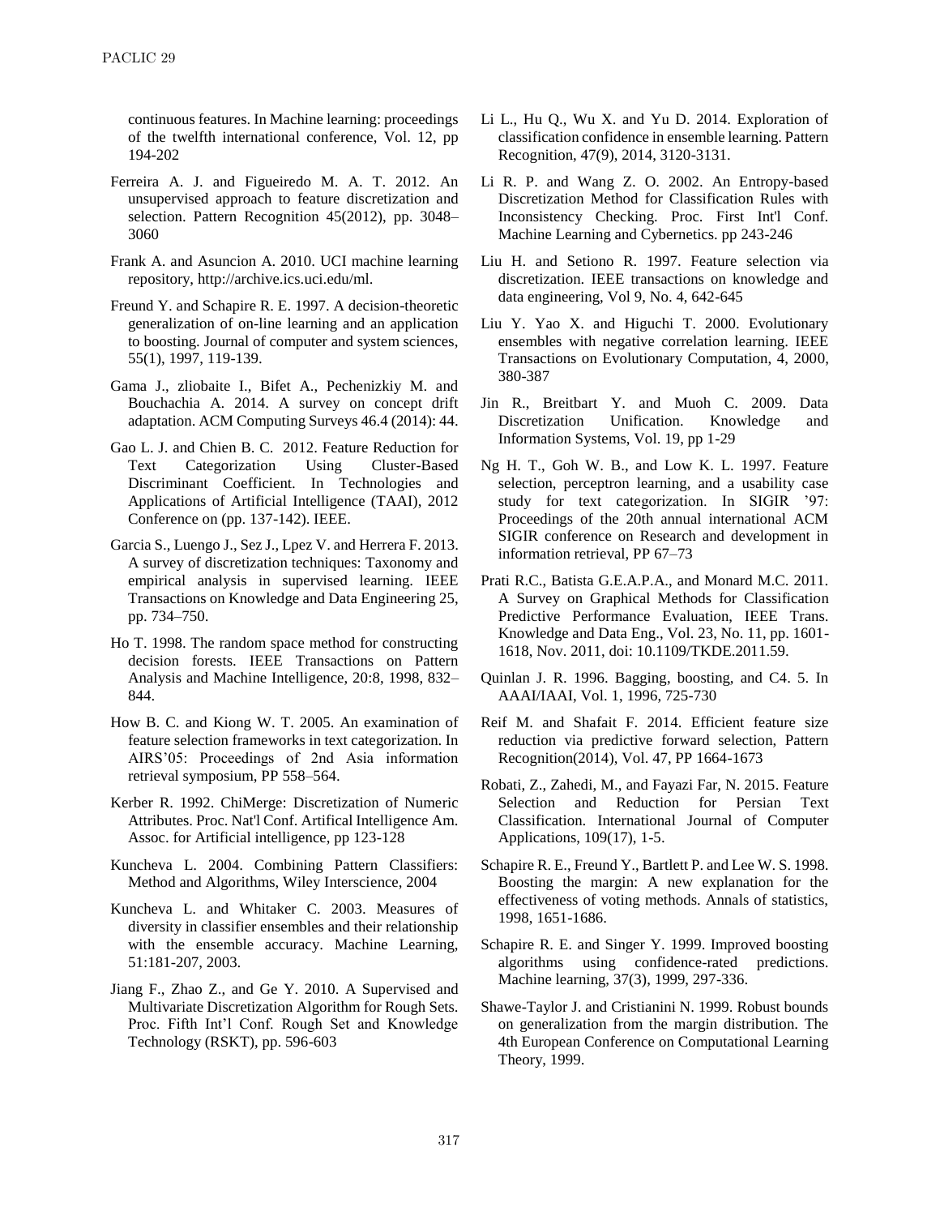continuous features. In Machine learning: proceedings of the twelfth international conference, Vol. 12, pp 194-202

Ferreira A. J. and Figueiredo M. A. T. 2012. An unsupervised approach to feature discretization and selection. Pattern Recognition 45(2012), pp. 3048–3060

Frank A. and Asuncion A. 2010. UCI machine learning repository, http://archive.ics.uci.edu/ml.

Freund Y. and Schapire R. E. 1997. A decision-theoretic generalization of on-line learning and an application to boosting. Journal of computer and system sciences, 55(1), 1997, 119-139.

Gama J., zliobaite I., Bifet A., Pechenizkiy M. and Bouchachia A. 2014. A survey on concept drift adaptation. ACM Computing Surveys 46.4 (2014): 44.

Gao L. J. and Chien B. C. 2012. Feature Reduction for Text Categorization Using Cluster-Based Discriminant Coefficient. In Technologies and Applications of Artificial Intelligence (TAAI), 2012 Conference on (pp. 137-142). IEEE.

Garcia S., Luengo J., Sez J., Lpez V. and Herrera F. 2013. A survey of discretization techniques: Taxonomy and empirical analysis in supervised learning. IEEE Transactions on Knowledge and Data Engineering 25, pp. 734–750.

Ho T. 1998. The random space method for constructing decision forests. IEEE Transactions on Pattern Analysis and Machine Intelligence, 20:8, 1998, 832–844.

How B. C. and Kiong W. T. 2005. An examination of feature selection frameworks in text categorization. In AIRS'05: Proceedings of 2nd Asia information retrieval symposium, PP 558–564.

Kerber R. 1992. ChiMerge: Discretization of Numeric Attributes. Proc. Nat'l Conf. Artifical Intelligence Am. Assoc. for Artificial intelligence, pp 123-128

Kuncheva L. 2004. Combining Pattern Classifiers: Method and Algorithms, Wiley Interscience, 2004

Kuncheva L. and Whitaker C. 2003. Measures of diversity in classifier ensembles and their relationship with the ensemble accuracy. Machine Learning, 51:181-207, 2003.

Jiang F., Zhao Z., and Ge Y. 2010. A Supervised and Multivariate Discretization Algorithm for Rough Sets. Proc. Fifth Int'l Conf. Rough Set and Knowledge Technology (RSKT), pp. 596-603

Li L., Hu Q., Wu X. and Yu D. 2014. Exploration of classification confidence in ensemble learning. Pattern Recognition, 47(9), 2014, 3120-3131.

Li R. P. and Wang Z. O. 2002. An Entropy-based Discretization Method for Classification Rules with Inconsistency Checking. Proc. First Int'l Conf. Machine Learning and Cybernetics. pp 243-246

Liu H. and Setiono R. 1997. Feature selection via discretization. IEEE transactions on knowledge and data engineering, Vol 9, No. 4, 642-645

Liu Y. Yao X. and Higuchi T. 2000. Evolutionary ensembles with negative correlation learning. IEEE Transactions on Evolutionary Computation, 4, 2000, 380-387

Jin R., Breitbart Y. and Muoh C. 2009. Data Discretization Unification. Knowledge and Information Systems, Vol. 19, pp 1-29

Ng H. T., Goh W. B., and Low K. L. 1997. Feature selection, perceptron learning, and a usability case study for text categorization. In SIGIR '97: Proceedings of the 20th annual international ACM SIGIR conference on Research and development in information retrieval, PP 67–73

Prati R.C., Batista G.E.A.P.A., and Monard M.C. 2011. A Survey on Graphical Methods for Classification Predictive Performance Evaluation, IEEE Trans. Knowledge and Data Eng., Vol. 23, No. 11, pp. 1601-1618, Nov. 2011, doi: 10.1109/TKDE.2011.59.

Quinlan J. R. 1996. Bagging, boosting, and C4. 5. In AAAI/IAAI, Vol. 1, 1996, 725-730

Reif M. and Shafait F. 2014. Efficient feature size reduction via predictive forward selection, Pattern Recognition(2014), Vol. 47, PP 1664-1673

Robati, Z., Zahedi, M., and Fayazi Far, N. 2015. Feature Selection and Reduction for Persian Text Classification. International Journal of Computer Applications, 109(17), 1-5.

Schapire R. E., Freund Y., Bartlett P. and Lee W. S. 1998. Boosting the margin: A new explanation for the effectiveness of voting methods. Annals of statistics, 1998, 1651-1686.

Schapire R. E. and Singer Y. 1999. Improved boosting algorithms using confidence-rated predictions. Machine learning, 37(3), 1999, 297-336.

Shawe-Taylor J. and Cristianini N. 1999. Robust bounds on generalization from the margin distribution. The 4th European Conference on Computational Learning Theory, 1999.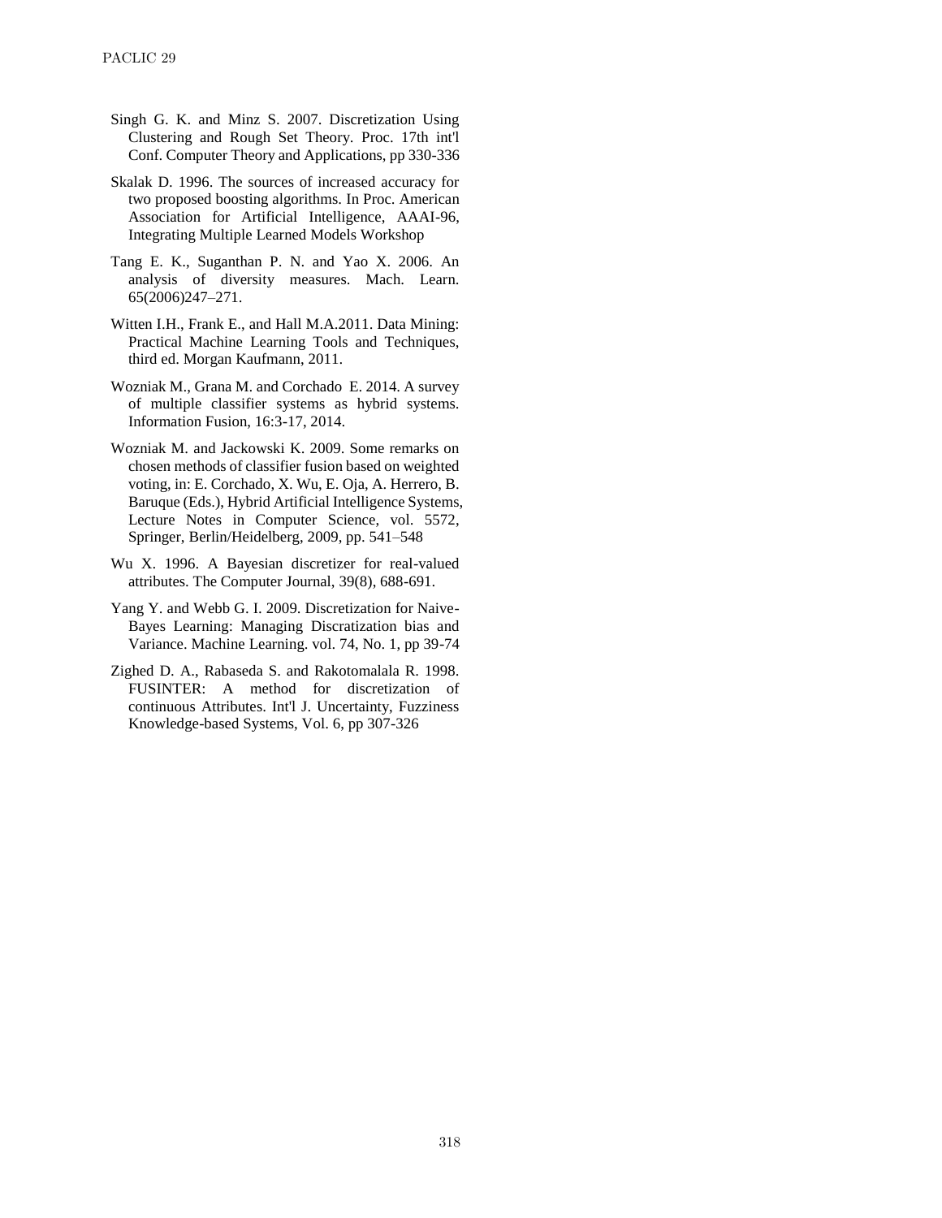Singh G. K. and Minz S. 2007. Discretization Using Clustering and Rough Set Theory. Proc. 17th int'l Conf. Computer Theory and Applications, pp 330-336

Skalak D. 1996. The sources of increased accuracy for two proposed boosting algorithms. In Proc. American Association for Artificial Intelligence, AAAI-96, Integrating Multiple Learned Models Workshop

Tang E. K., Suganthan P. N. and Yao X. 2006. An analysis of diversity measures. Mach. Learn. 65(2006)247–271.

Witten I.H., Frank E., and Hall M.A.2011. Data Mining: Practical Machine Learning Tools and Techniques, third ed. Morgan Kaufmann, 2011.

Wozniak M., Grana M. and Corchado E. 2014. A survey of multiple classifier systems as hybrid systems. Information Fusion, 16:3-17, 2014.

Wozniak M. and Jackowski K. 2009. Some remarks on chosen methods of classifier fusion based on weighted voting, in: E. Corchado, X. Wu, E. Oja, A. Herrero, B. Baruque (Eds.), Hybrid Artificial Intelligence Systems, Lecture Notes in Computer Science, vol. 5572, Springer, Berlin/Heidelberg, 2009, pp. 541–548

Wu X. 1996. A Bayesian discretizer for real-valued attributes. The Computer Journal, 39(8), 688-691.

Yang Y. and Webb G. I. 2009. Discretization for Naive-Bayes Learning: Managing Discratization bias and Variance. Machine Learning. vol. 74, No. 1, pp 39-74

Zighed D. A., Rabaseda S. and Rakotomalala R. 1998. FUSINTER: A method for discretization of continuous Attributes. Int'l J. Uncertainty, Fuzziness Knowledge-based Systems, Vol. 6, pp 307-326